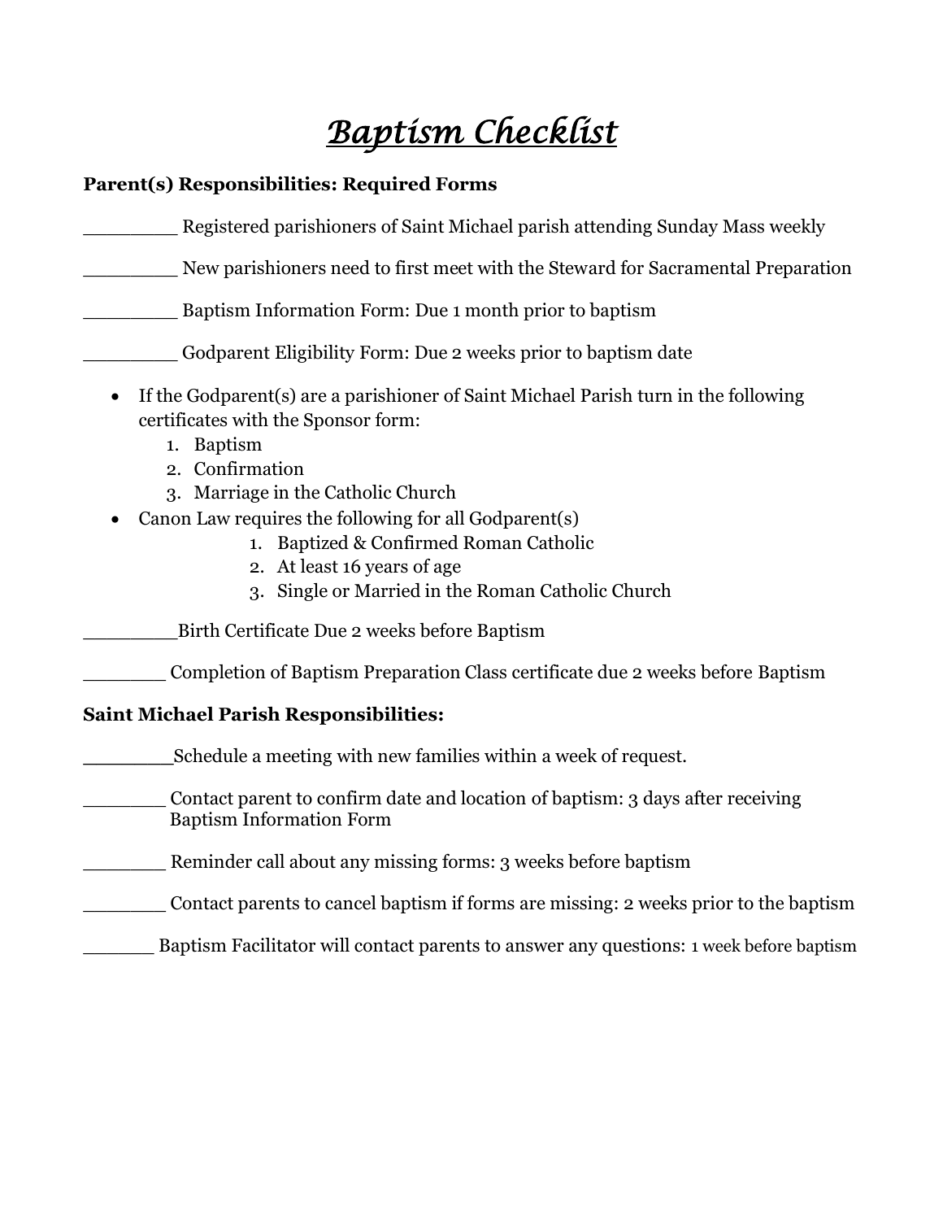# ***Baptism Checklist***

**Parent(s) Responsibilities: Required Forms**

________ Registered parishioners of Saint Michael parish attending Sunday Mass weekly

________ New parishioners need to first meet with the Steward for Sacramental Preparation

________ Baptism Information Form: Due 1 month prior to baptism

________ Godparent Eligibility Form: Due 2 weeks prior to baptism date

- If the Godparent(s) are a parishioner of Saint Michael Parish turn in the following certificates with the Sponsor form:
  1. Baptism
  2. Confirmation
  3. Marriage in the Catholic Church
- Canon Law requires the following for all Godparent(s)
  1. Baptized & Confirmed Roman Catholic
  2. At least 16 years of age
  3. Single or Married in the Roman Catholic Church

________Birth Certificate Due 2 weeks before Baptism

_______ Completion of Baptism Preparation Class certificate due 2 weeks before Baptism

**Saint Michael Parish Responsibilities:**

________Schedule a meeting with new families within a week of request.

_______ Contact parent to confirm date and location of baptism: 3 days after receiving Baptism Information Form

_______ Reminder call about any missing forms: 3 weeks before baptism

_______ Contact parents to cancel baptism if forms are missing: 2 weeks prior to the baptism

______ Baptism Facilitator will contact parents to answer any questions: 1 week before baptism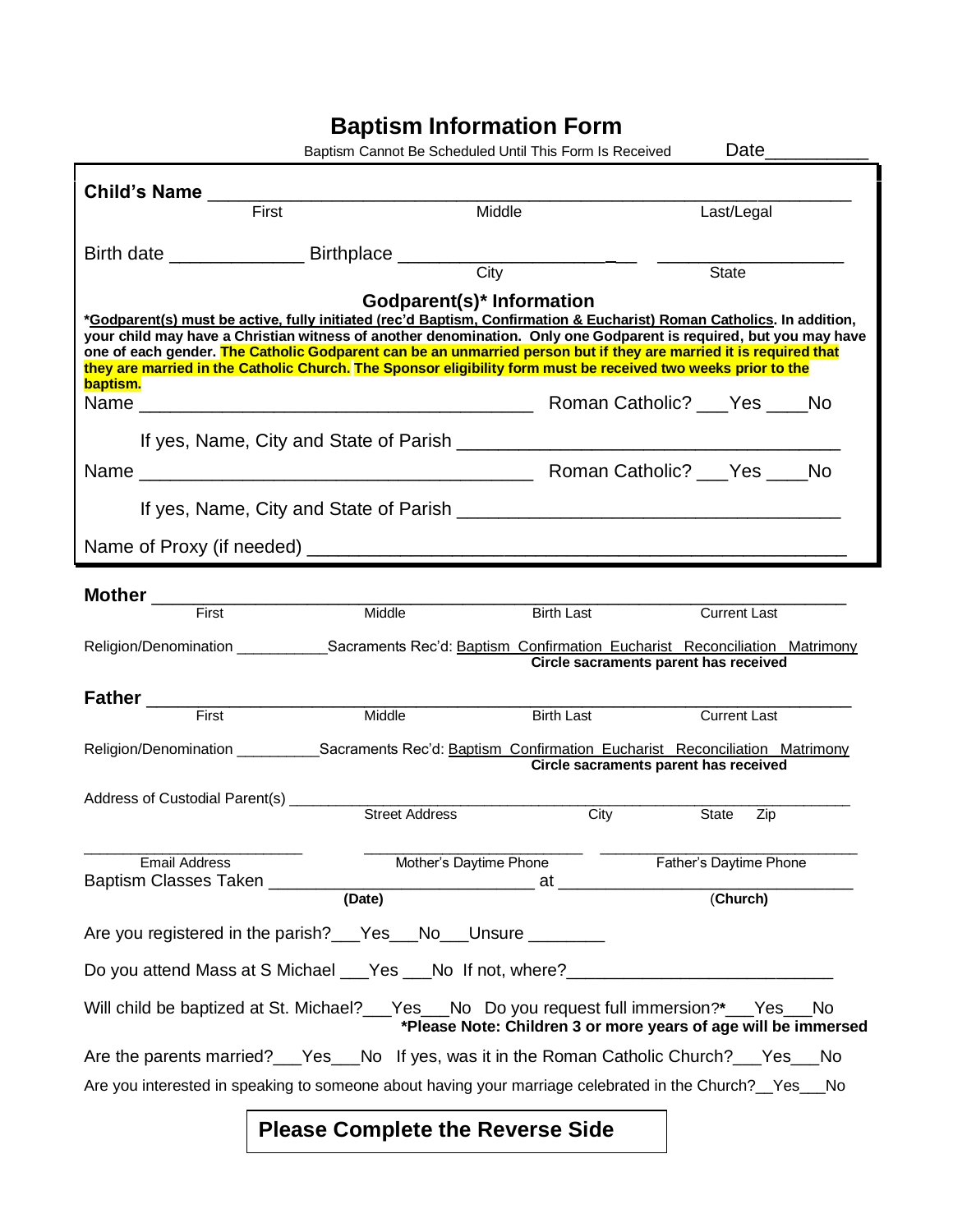# Baptism Information Form

Baptism Cannot Be Scheduled Until This Form Is Received Date__________

**Child's Name** ___________________________________________________________

First Middle Last/Legal

Birth date _____________ Birthplace _________________________ ___________________

City State

## Godparent(s)* Information

***Godparent(s) must be active, fully initiated (rec'd Baptism, Confirmation & Eucharist) Roman Catholics**. In addition, your child may have a Christian witness of another denomination. Only one Godparent is required, but you may have one of each gender. The Catholic Godparent can be an unmarried person but if they are married it is required that they are married in the Catholic Church. The Sponsor eligibility form must be received two weeks prior to the baptism.**

Name _____________________________________ Roman Catholic? ___Yes ____No

If yes, Name, City and State of Parish ____________________________________

Name _____________________________________ Roman Catholic? ___Yes ____No

If yes, Name, City and State of Parish ____________________________________

Name of Proxy (if needed) ____________________________________________________

**Mother** ___________________________________________________________

First Middle Birth Last Current Last

Religion/Denomination ___________Sacraments Rec'd: Baptism Confirmation Eucharist Reconciliation Matrimony

**Circle sacraments parent has received**

**Father** ___________________________________________________________

First Middle Birth Last Current Last

Religion/Denomination __________Sacraments Rec'd: Baptism Confirmation Eucharist Reconciliation Matrimony

**Circle sacraments parent has received**

Address of Custodial Parent(s) _____________________________________________________

Street Address City State Zip

________________________ ________________________ ____________________________

Email Address Mother's Daytime Phone Father's Daytime Phone

Baptism Classes Taken ____________________________ at ________________________________

**(Date)** (**Church**)

Are you registered in the parish?___Yes___No___Unsure ________

Do you attend Mass at S Michael ___Yes ___No If not, where?___________________________

Will child be baptized at St. Michael?___Yes___No Do you request full immersion?*___Yes___No

***Please Note: Children 3 or more years of age will be immersed**

Are the parents married?___Yes___No If yes, was it in the Roman Catholic Church?___Yes___No

Are you interested in speaking to someone about having your marriage celebrated in the Church?__Yes___No

**Please Complete the Reverse Side**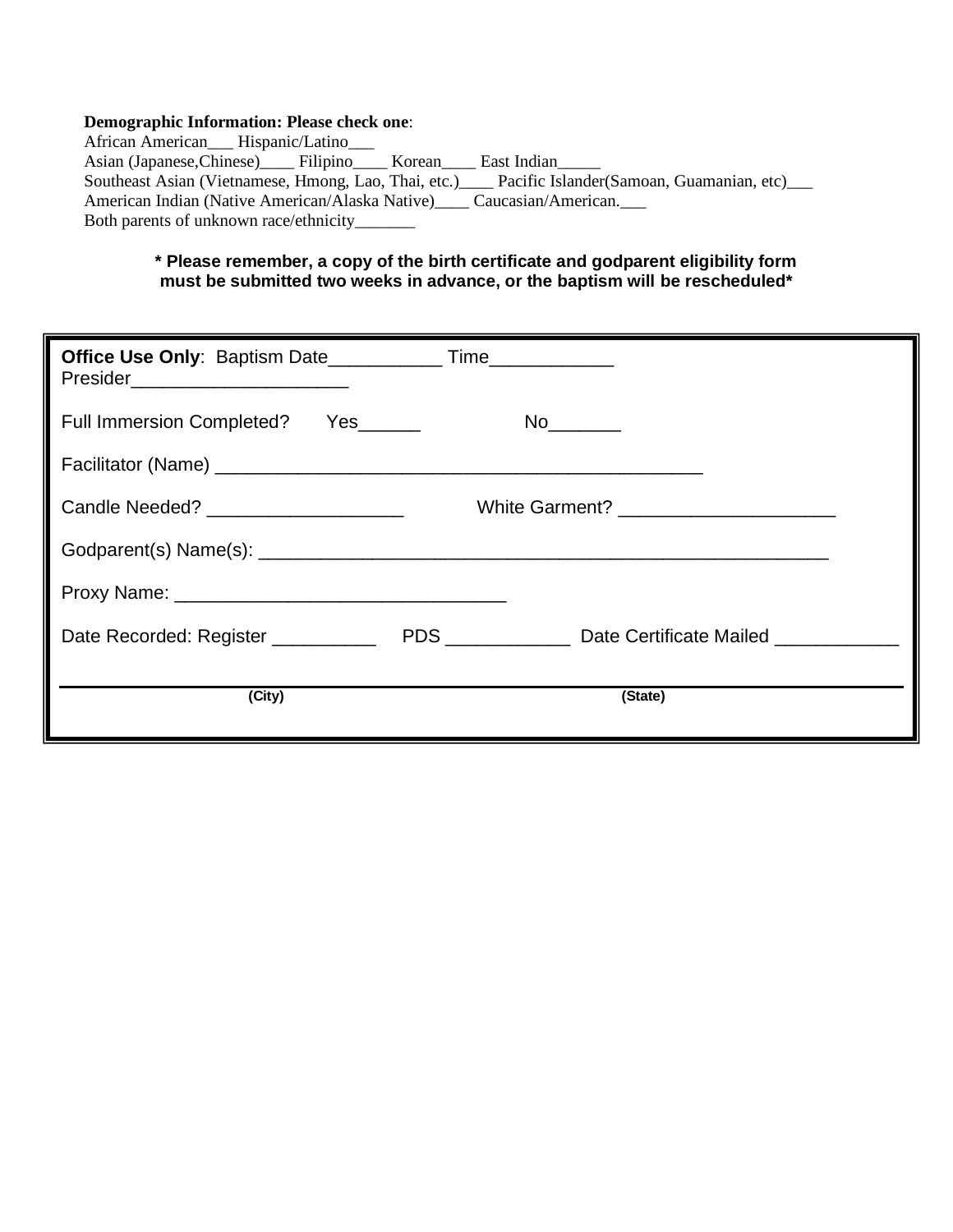**Demographic Information: Please check one**:
African American___ Hispanic/Latino___
Asian (Japanese,Chinese)____ Filipino____ Korean____ East Indian_____
Southeast Asian (Vietnamese, Hmong, Lao, Thai, etc.)____ Pacific Islander(Samoan, Guamanian, etc)___
American Indian (Native American/Alaska Native)____ Caucasian/American.___
Both parents of unknown race/ethnicity_______

**\* Please remember, a copy of the birth certificate and godparent eligibility form must be submitted two weeks in advance, or the baptism will be rescheduled\***

**Office Use Only**: Baptism Date___________ Time____________
Presider_____________________

Full Immersion Completed? Yes______ No_______

Facilitator (Name) ______________________________________________

Candle Needed? __________________ White Garment? ____________________

Godparent(s) Name(s): _____________________________________________________

Proxy Name: _______________________________

Date Recorded: Register __________ PDS ____________ Date Certificate Mailed ___________

**(City)** **(State)**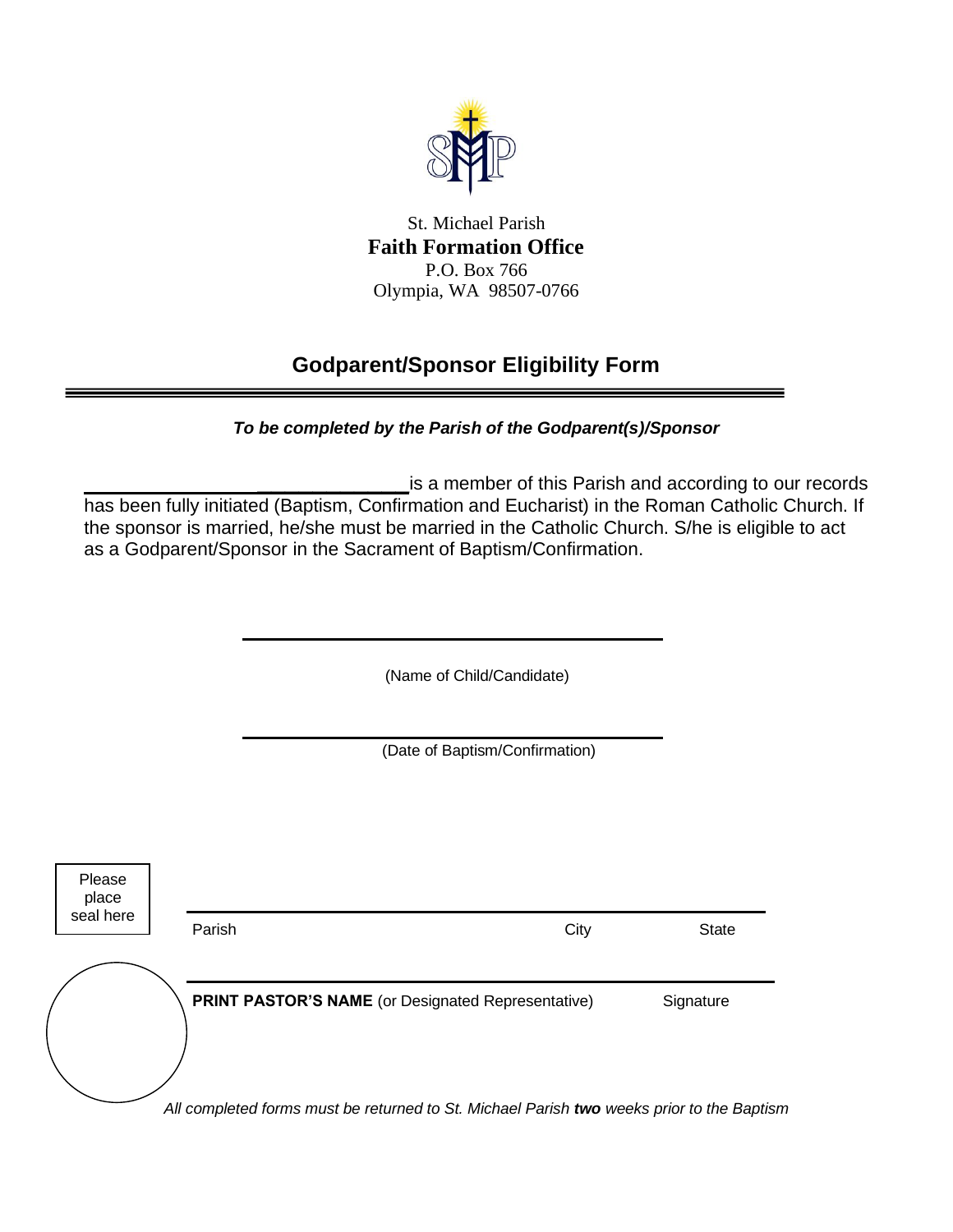St. Michael Parish
**Faith Formation Office**
P.O. Box 766
Olympia, WA 98507-0766

## Godparent/Sponsor Eligibility Form

***To be completed by the Parish of the Godparent(s)/Sponsor***

________________________________ is a member of this Parish and according to our records has been fully initiated (Baptism, Confirmation and Eucharist) in the Roman Catholic Church. If the sponsor is married, he/she must be married in the Catholic Church. S/he is eligible to act as a Godparent/Sponsor in the Sacrament of Baptism/Confirmation.

________________________________
(Name of Child/Candidate)

________________________________
(Date of Baptism/Confirmation)

Please place seal here

________________________________
Parish City State

________________________________
**PRINT PASTOR'S NAME** (or Designated Representative) Signature

*All completed forms must be returned to St. Michael Parish **two** weeks prior to the Baptism*